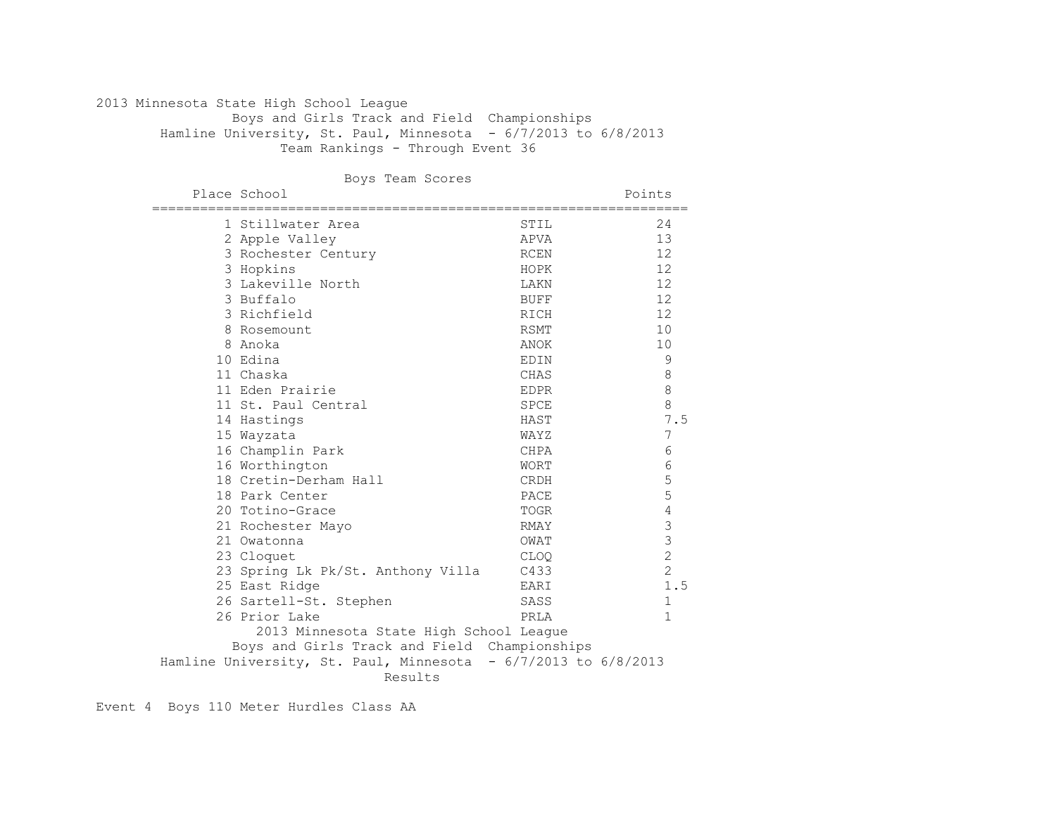# 2013 Minnesota State High School League

## Boys and Girls Track and Field Championships

Hamline University, St. Paul, Minnesota - 6/7/2013 to 6/8/2013

Team Rankings - Through Event 36

### Boys Team Scores

| Place | School | | Points |
|---|---|---|---|
| 1 | Stillwater Area | STIL | 24 |
| 2 | Apple Valley | APVA | 13 |
| 3 | Rochester Century | RCEN | 12 |
| 3 | Hopkins | HOPK | 12 |
| 3 | Lakeville North | LAKN | 12 |
| 3 | Buffalo | BUFF | 12 |
| 3 | Richfield | RICH | 12 |
| 8 | Rosemount | RSMT | 10 |
| 8 | Anoka | ANOK | 10 |
| 10 | Edina | EDIN | 9 |
| 11 | Chaska | CHAS | 8 |
| 11 | Eden Prairie | EDPR | 8 |
| 11 | St. Paul Central | SPCE | 8 |
| 14 | Hastings | HAST | 7.5 |
| 15 | Wayzata | WAYZ | 7 |
| 16 | Champlin Park | CHPA | 6 |
| 16 | Worthington | WORT | 6 |
| 18 | Cretin-Derham Hall | CRDH | 5 |
| 18 | Park Center | PACE | 5 |
| 20 | Totino-Grace | TOGR | 4 |
| 21 | Rochester Mayo | RMAY | 3 |
| 21 | Owatonna | OWAT | 3 |
| 23 | Cloquet | CLOQ | 2 |
| 23 | Spring Lk Pk/St. Anthony Villa | C433 | 2 |
| 25 | East Ridge | EARI | 1.5 |
| 26 | Sartell-St. Stephen | SASS | 1 |
| 26 | Prior Lake | PRLA | 1 |

# 2013 Minnesota State High School League

## Boys and Girls Track and Field Championships

Hamline University, St. Paul, Minnesota - 6/7/2013 to 6/8/2013

Results

Event 4 Boys 110 Meter Hurdles Class AA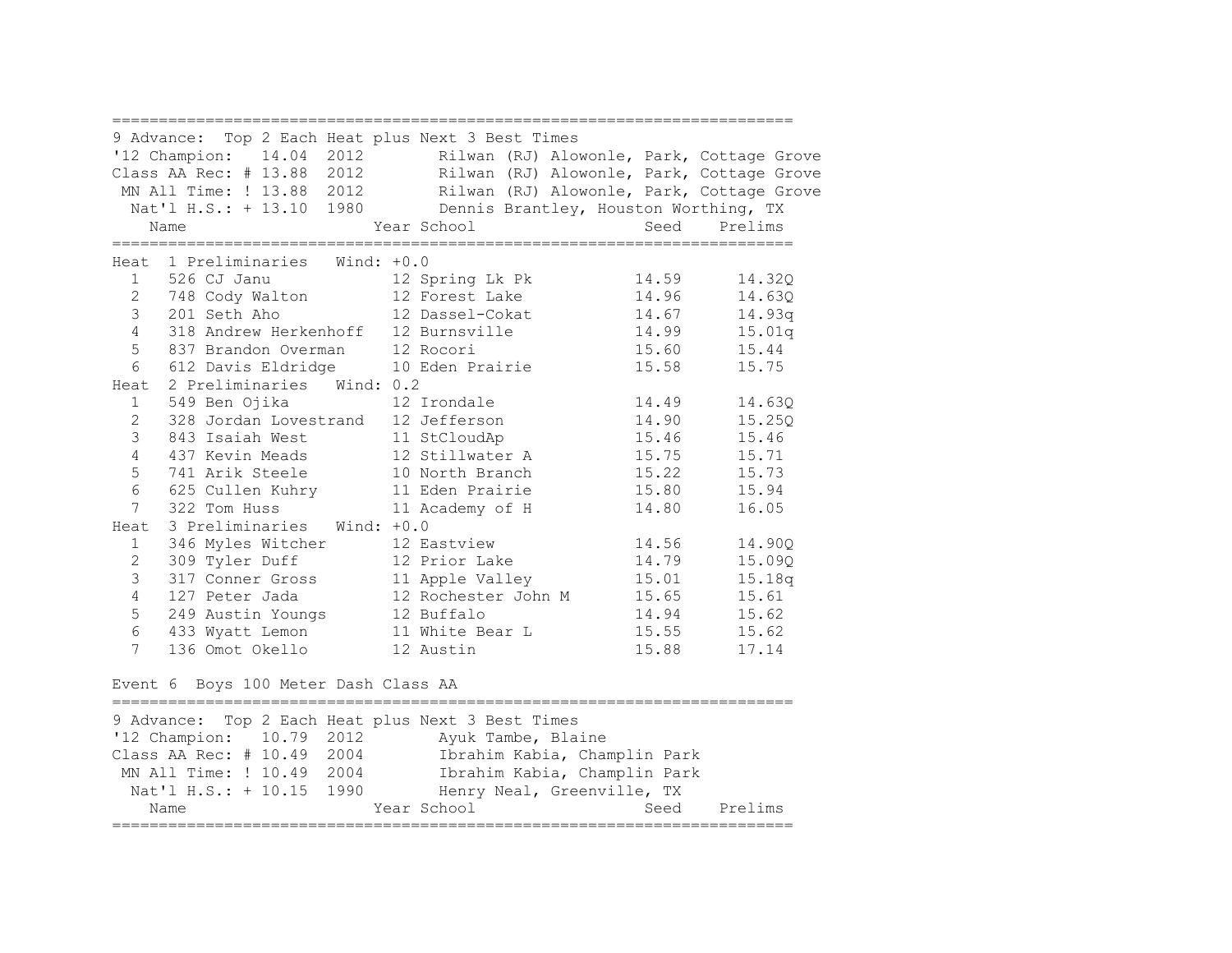9 Advance: Top 2 Each Heat plus Next 3 Best Times

'12 Champion: 14.04 2012 Rilwan (RJ) Alowonle, Park, Cottage Grove
Class AA Rec: # 13.88 2012 Rilwan (RJ) Alowonle, Park, Cottage Grove
MN All Time: ! 13.88 2012 Rilwan (RJ) Alowonle, Park, Cottage Grove
Nat'l H.S.: + 13.10 1980 Dennis Brantley, Houston Worthing, TX

**Heat 1 Preliminaries Wind: +0.0**

| | Name | Year | School | Seed | Prelims |
|---|---|---|---|---|---|
| 1 | 526 CJ Janu | 12 | Spring Lk Pk | 14.59 | 14.32Q |
| 2 | 748 Cody Walton | 12 | Forest Lake | 14.96 | 14.63Q |
| 3 | 201 Seth Aho | 12 | Dassel-Cokat | 14.67 | 14.93q |
| 4 | 318 Andrew Herkenhoff | 12 | Burnsville | 14.99 | 15.01q |
| 5 | 837 Brandon Overman | 12 | Rocori | 15.60 | 15.44 |
| 6 | 612 Davis Eldridge | 10 | Eden Prairie | 15.58 | 15.75 |

**Heat 2 Preliminaries Wind: 0.2**

| | Name | Year | School | Seed | Prelims |
|---|---|---|---|---|---|
| 1 | 549 Ben Ojika | 12 | Irondale | 14.49 | 14.63Q |
| 2 | 328 Jordan Lovestrand | 12 | Jefferson | 14.90 | 15.25Q |
| 3 | 843 Isaiah West | 11 | StCloudAp | 15.46 | 15.46 |
| 4 | 437 Kevin Meads | 12 | Stillwater A | 15.75 | 15.71 |
| 5 | 741 Arik Steele | 10 | North Branch | 15.22 | 15.73 |
| 6 | 625 Cullen Kuhry | 11 | Eden Prairie | 15.80 | 15.94 |
| 7 | 322 Tom Huss | 11 | Academy of H | 14.80 | 16.05 |

**Heat 3 Preliminaries Wind: +0.0**

| | Name | Year | School | Seed | Prelims |
|---|---|---|---|---|---|
| 1 | 346 Myles Witcher | 12 | Eastview | 14.56 | 14.90Q |
| 2 | 309 Tyler Duff | 12 | Prior Lake | 14.79 | 15.09Q |
| 3 | 317 Conner Gross | 11 | Apple Valley | 15.01 | 15.18q |
| 4 | 127 Peter Jada | 12 | Rochester John M | 15.65 | 15.61 |
| 5 | 249 Austin Youngs | 12 | Buffalo | 14.94 | 15.62 |
| 6 | 433 Wyatt Lemon | 11 | White Bear L | 15.55 | 15.62 |
| 7 | 136 Omot Okello | 12 | Austin | 15.88 | 17.14 |

## Event 6 Boys 100 Meter Dash Class AA

9 Advance: Top 2 Each Heat plus Next 3 Best Times

'12 Champion: 10.79 2012 Ayuk Tambe, Blaine
Class AA Rec: # 10.49 2004 Ibrahim Kabia, Champlin Park
MN All Time: ! 10.49 2004 Ibrahim Kabia, Champlin Park
Nat'l H.S.: + 10.15 1990 Henry Neal, Greenville, TX

| Name | Year | School | Seed | Prelims |
|---|---|---|---|---|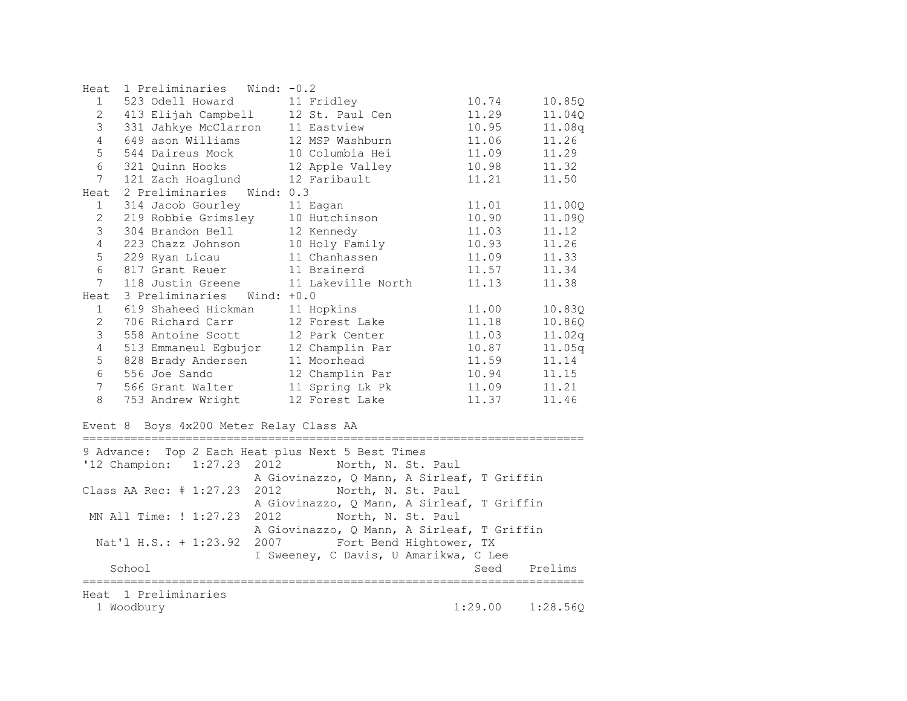| Heat 1 Preliminaries Wind: -0.2 | | | | | | |
|---|---|---|---|---|---|---|
| 1 | 523 | Odell Howard | 11 | Fridley | 10.74 | 10.85Q |
| 2 | 413 | Elijah Campbell | 12 | St. Paul Cen | 11.29 | 11.04Q |
| 3 | 331 | Jahkye McClarron | 11 | Eastview | 10.95 | 11.08q |
| 4 | 649 | ason Williams | 12 | MSP Washburn | 11.06 | 11.26 |
| 5 | 544 | Daireus Mock | 10 | Columbia Hei | 11.09 | 11.29 |
| 6 | 321 | Quinn Hooks | 12 | Apple Valley | 10.98 | 11.32 |
| 7 | 121 | Zach Hoaglund | 12 | Faribault | 11.21 | 11.50 |
| **Heat 2 Preliminaries Wind: 0.3** | | | | | | |
| 1 | 314 | Jacob Gourley | 11 | Eagan | 11.01 | 11.00Q |
| 2 | 219 | Robbie Grimsley | 10 | Hutchinson | 10.90 | 11.09Q |
| 3 | 304 | Brandon Bell | 12 | Kennedy | 11.03 | 11.12 |
| 4 | 223 | Chazz Johnson | 10 | Holy Family | 10.93 | 11.26 |
| 5 | 229 | Ryan Licau | 11 | Chanhassen | 11.09 | 11.33 |
| 6 | 817 | Grant Reuer | 11 | Brainerd | 11.57 | 11.34 |
| 7 | 118 | Justin Greene | 11 | Lakeville North | 11.13 | 11.38 |
| **Heat 3 Preliminaries Wind: +0.0** | | | | | | |
| 1 | 619 | Shaheed Hickman | 11 | Hopkins | 11.00 | 10.83Q |
| 2 | 706 | Richard Carr | 12 | Forest Lake | 11.18 | 10.86Q |
| 3 | 558 | Antoine Scott | 12 | Park Center | 11.03 | 11.02q |
| 4 | 513 | Emmaneul Egbujor | 12 | Champlin Par | 10.87 | 11.05q |
| 5 | 828 | Brady Andersen | 11 | Moorhead | 11.59 | 11.14 |
| 6 | 556 | Joe Sando | 12 | Champlin Par | 10.94 | 11.15 |
| 7 | 566 | Grant Walter | 11 | Spring Lk Pk | 11.09 | 11.21 |
| 8 | 753 | Andrew Wright | 12 | Forest Lake | 11.37 | 11.46 |

## Event 8 Boys 4x200 Meter Relay Class AA

9 Advance: Top 2 Each Heat plus Next 5 Best Times

'12 Champion: 1:27.23 2012 North, N. St. Paul
A Giovinazzo, Q Mann, A Sirleaf, T Griffin

Class AA Rec: # 1:27.23 2012 North, N. St. Paul
A Giovinazzo, Q Mann, A Sirleaf, T Griffin

MN All Time: ! 1:27.23 2012 North, N. St. Paul
A Giovinazzo, Q Mann, A Sirleaf, T Griffin

Nat'l H.S.: + 1:23.92 2007 Fort Bend Hightower, TX
I Sweeney, C Davis, U Amarikwa, C Lee

| | School | Seed | Prelims |
|---|---|---|---|
| **Heat 1 Preliminaries** | | | |
| 1 | Woodbury | 1:29.00 | 1:28.56Q |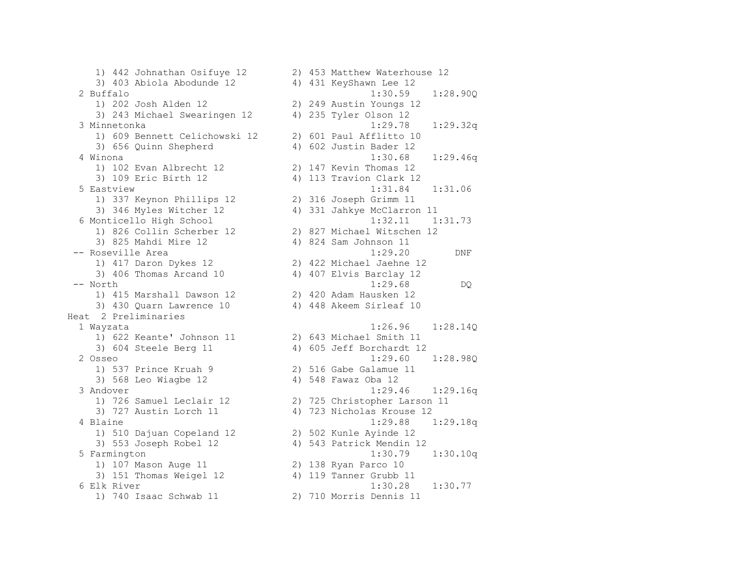```
     1) 442 Johnathan Osifuye 12        2) 453 Matthew Waterhouse 12
     3) 403 Abiola Abodunde 12          4) 431 KeyShawn Lee 12
  2 Buffalo                                        1:30.59    1:28.90Q
     1) 202 Josh Alden 12               2) 249 Austin Youngs 12
     3) 243 Michael Swearingen 12       4) 235 Tyler Olson 12
  3 Minnetonka                                     1:29.78    1:29.32q
     1) 609 Bennett Celichowski 12      2) 601 Paul Afflitto 10
     3) 656 Quinn Shepherd              4) 602 Justin Bader 12
  4 Winona                                         1:30.68    1:29.46q
     1) 102 Evan Albrecht 12            2) 147 Kevin Thomas 12
     3) 109 Eric Birth 12               4) 113 Travion Clark 12
  5 Eastview                                       1:31.84    1:31.06
     1) 337 Keynon Phillips 12          2) 316 Joseph Grimm 11
     3) 346 Myles Witcher 12            4) 331 Jahkye McClarron 11
  6 Monticello High School                         1:32.11    1:31.73
     1) 826 Collin Scherber 12          2) 827 Michael Witschen 12
     3) 825 Mahdi Mire 12               4) 824 Sam Johnson 11
 -- Roseville Area                                 1:29.20        DNF
     1) 417 Daron Dykes 12              2) 422 Michael Jaehne 12
     3) 406 Thomas Arcand 10            4) 407 Elvis Barclay 12
 -- North                                          1:29.68         DQ
     1) 415 Marshall Dawson 12          2) 420 Adam Hausken 12
     3) 430 Quarn Lawrence 10           4) 448 Akeem Sirleaf 10
Heat  2 Preliminaries
  1 Wayzata                                        1:26.96    1:28.14Q
     1) 622 Keante' Johnson 11          2) 643 Michael Smith 11
     3) 604 Steele Berg 11              4) 605 Jeff Borchardt 12
  2 Osseo                                          1:29.60    1:28.98Q
     1) 537 Prince Kruah 9              2) 516 Gabe Galamue 11
     3) 568 Leo Wiagbe 12               4) 548 Fawaz Oba 12
  3 Andover                                        1:29.46    1:29.16q
     1) 726 Samuel Leclair 12           2) 725 Christopher Larson 11
     3) 727 Austin Lorch 11             4) 723 Nicholas Krouse 12
  4 Blaine                                         1:29.88    1:29.18q
     1) 510 Dajuan Copeland 12          2) 502 Kunle Ayinde 12
     3) 553 Joseph Robel 12             4) 543 Patrick Mendin 12
  5 Farmington                                     1:30.79    1:30.10q
     1) 107 Mason Auge 11               2) 138 Ryan Parco 10
     3) 151 Thomas Weigel 12            4) 119 Tanner Grubb 11
  6 Elk River                                      1:30.28    1:30.77
     1) 740 Isaac Schwab 11             2) 710 Morris Dennis 11
```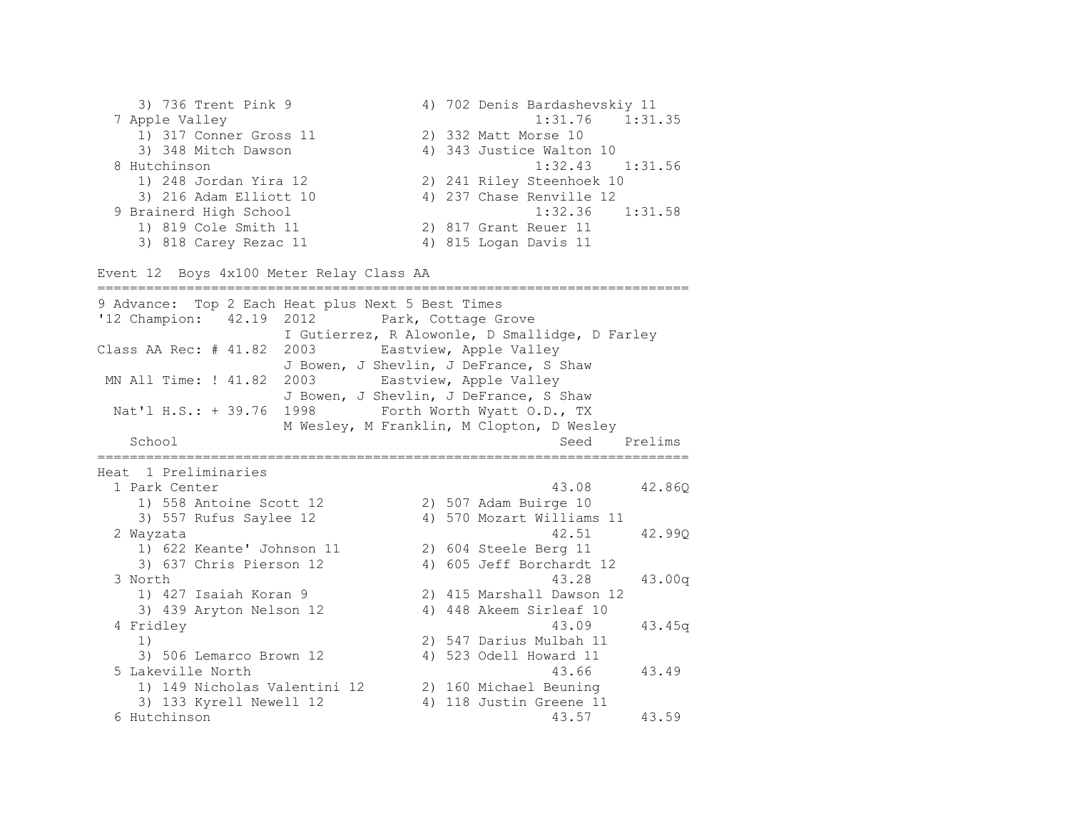```
     3) 736 Trent Pink 9               4) 702 Denis Bardashevskiy 11
  7 Apple Valley                                     1:31.76    1:31.35
     1) 317 Conner Gross 11            2) 332 Matt Morse 10
     3) 348 Mitch Dawson               4) 343 Justice Walton 10
  8 Hutchinson                                       1:32.43    1:31.56
     1) 248 Jordan Yira 12             2) 241 Riley Steenhoek 10
     3) 216 Adam Elliott 10            4) 237 Chase Renville 12
  9 Brainerd High School                             1:32.36    1:31.58
     1) 819 Cole Smith 11              2) 817 Grant Reuer 11
     3) 818 Carey Rezac 11             4) 815 Logan Davis 11
```

Event 12  Boys 4x100 Meter Relay Class AA

```
=========================================================================
9 Advance:  Top 2 Each Heat plus Next 5 Best Times
'12 Champion:   42.19  2012        Park, Cottage Grove
                       I Gutierrez, R Alowonle, D Smallidge, D Farley
Class AA Rec: # 41.82  2003        Eastview, Apple Valley
                       J Bowen, J Shevlin, J DeFrance, S Shaw
 MN All Time: ! 41.82  2003        Eastview, Apple Valley
                       J Bowen, J Shevlin, J DeFrance, S Shaw
  Nat'l H.S.: + 39.76  1998        Forth Worth Wyatt O.D., TX
                       M Wesley, M Franklin, M Clopton, D Wesley
    School                                             Seed    Prelims
=========================================================================
Heat  1 Preliminaries
  1 Park Center                                        43.08      42.86Q
     1) 558 Antoine Scott 12           2) 507 Adam Buirge 10
     3) 557 Rufus Saylee 12            4) 570 Mozart Williams 11
  2 Wayzata                                            42.51      42.99Q
     1) 622 Keante' Johnson 11         2) 604 Steele Berg 11
     3) 637 Chris Pierson 12           4) 605 Jeff Borchardt 12
  3 North                                              43.28      43.00q
     1) 427 Isaiah Koran 9             2) 415 Marshall Dawson 12
     3) 439 Aryton Nelson 12           4) 448 Akeem Sirleaf 10
  4 Fridley                                            43.09      43.45q
     1)                                2) 547 Darius Mulbah 11
     3) 506 Lemarco Brown 12           4) 523 Odell Howard 11
  5 Lakeville North                                    43.66      43.49
     1) 149 Nicholas Valentini 12      2) 160 Michael Beuning
     3) 133 Kyrell Newell 12           4) 118 Justin Greene 11
  6 Hutchinson                                         43.57      43.59
```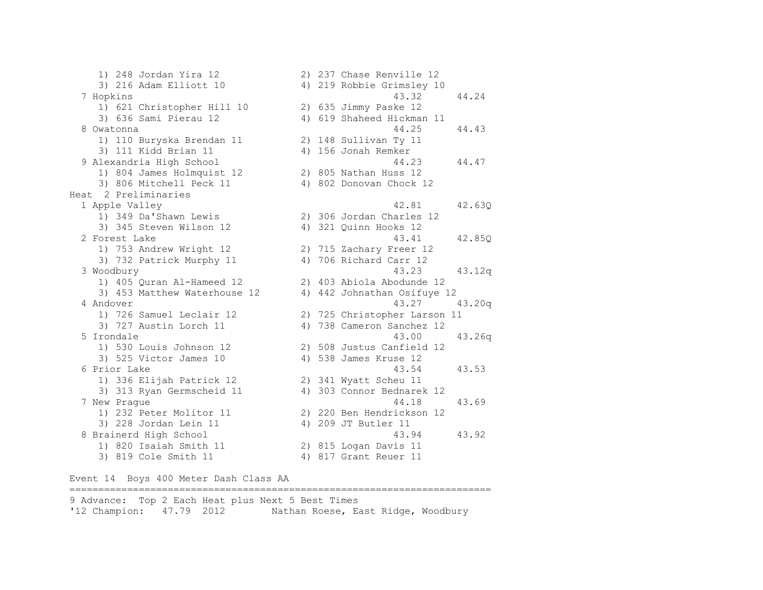```
     1) 248 Jordan Yira 12             2) 237 Chase Renville 12
     3) 216 Adam Elliott 10            4) 219 Robbie Grimsley 10
  7 Hopkins                                          43.32      44.24
     1) 621 Christopher Hill 10        2) 635 Jimmy Paske 12
     3) 636 Sami Pierau 12             4) 619 Shaheed Hickman 11
  8 Owatonna                                         44.25      44.43
     1) 110 Buryska Brendan 11         2) 148 Sullivan Ty 11
     3) 111 Kidd Brian 11              4) 156 Jonah Remker
  9 Alexandria High School                           44.23      44.47
     1) 804 James Holmquist 12         2) 805 Nathan Huss 12
     3) 806 Mitchell Peck 11           4) 802 Donovan Chock 12
Heat  2 Preliminaries
  1 Apple Valley                                     42.81      42.63Q
     1) 349 Da'Shawn Lewis             2) 306 Jordan Charles 12
     3) 345 Steven Wilson 12           4) 321 Quinn Hooks 12
  2 Forest Lake                                      43.41      42.85Q
     1) 753 Andrew Wright 12           2) 715 Zachary Freer 12
     3) 732 Patrick Murphy 11          4) 706 Richard Carr 12
  3 Woodbury                                         43.23      43.12q
     1) 405 Quran Al-Hameed 12         2) 403 Abiola Abodunde 12
     3) 453 Matthew Waterhouse 12      4) 442 Johnathan Osifuye 12
  4 Andover                                          43.27      43.20q
     1) 726 Samuel Leclair 12          2) 725 Christopher Larson 11
     3) 727 Austin Lorch 11            4) 738 Cameron Sanchez 12
  5 Irondale                                         43.00      43.26q
     1) 530 Louis Johnson 12           2) 508 Justus Canfield 12
     3) 525 Victor James 10            4) 538 James Kruse 12
  6 Prior Lake                                       43.54      43.53
     1) 336 Elijah Patrick 12          2) 341 Wyatt Scheu 11
     3) 313 Ryan Germscheid 11         4) 303 Connor Bednarek 12
  7 New Prague                                       44.18      43.69
     1) 232 Peter Molitor 11           2) 220 Ben Hendrickson 12
     3) 228 Jordan Lein 11             4) 209 JT Butler 11
  8 Brainerd High School                             43.94      43.92
     1) 820 Isaiah Smith 11            2) 815 Logan Davis 11
     3) 819 Cole Smith 11              4) 817 Grant Reuer 11

Event 14  Boys 400 Meter Dash Class AA
=========================================================================
9 Advance:  Top 2 Each Heat plus Next 5 Best Times
'12 Champion:   47.79  2012        Nathan Roese, East Ridge, Woodbury
```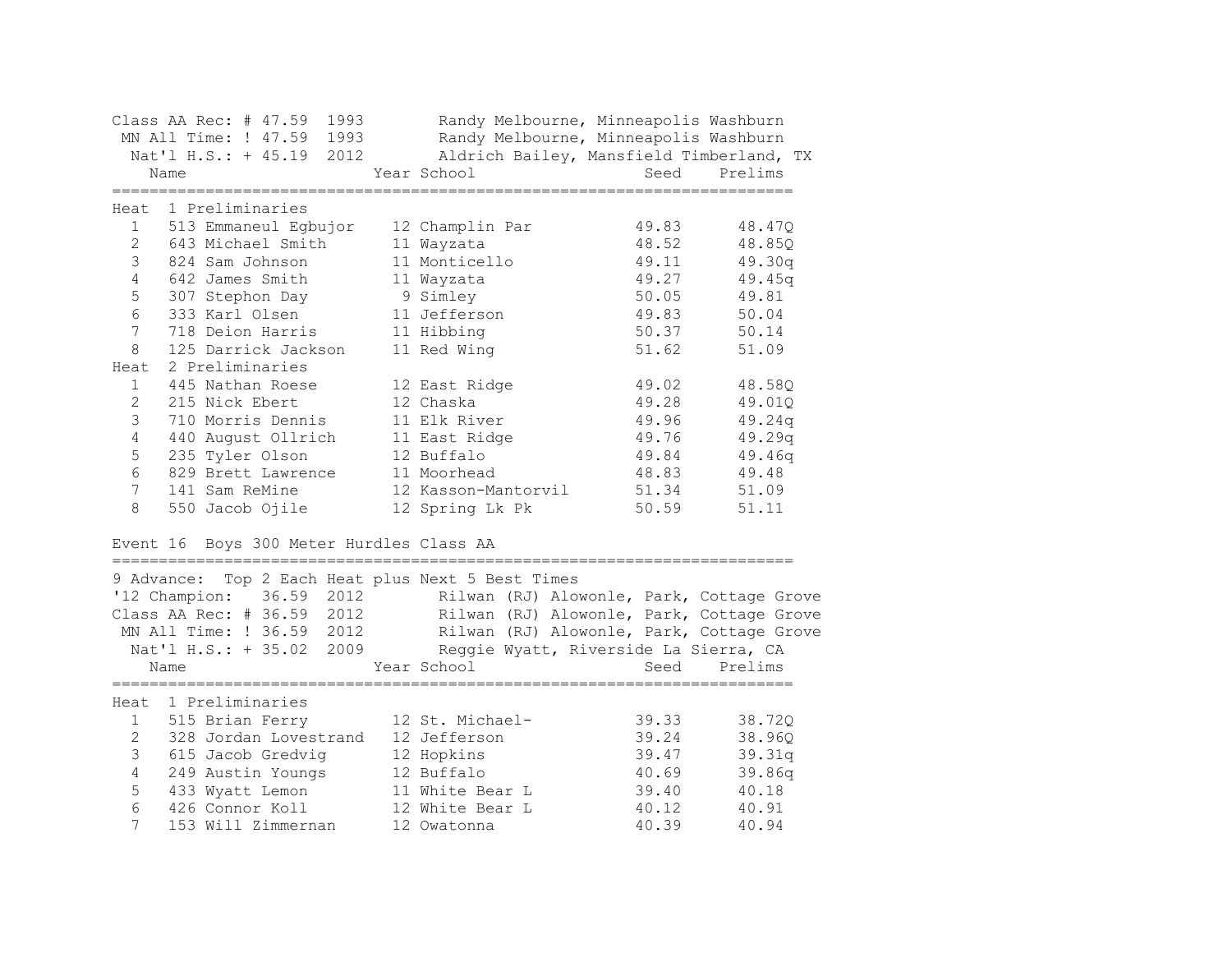Class AA Rec: # 47.59 1993 Randy Melbourne, Minneapolis Washburn
MN All Time: ! 47.59 1993 Randy Melbourne, Minneapolis Washburn
Nat'l H.S.: + 45.19 2012 Aldrich Bailey, Mansfield Timberland, TX

| | Name | Year | School | Seed | Prelims |
|---|---|---|---|---|---|
| **Heat 1 Preliminaries** | | | | | |
| 1 | 513 Emmaneul Egbujor | 12 | Champlin Par | 49.83 | 48.47Q |
| 2 | 643 Michael Smith | 11 | Wayzata | 48.52 | 48.85Q |
| 3 | 824 Sam Johnson | 11 | Monticello | 49.11 | 49.30q |
| 4 | 642 James Smith | 11 | Wayzata | 49.27 | 49.45q |
| 5 | 307 Stephon Day | 9 | Simley | 50.05 | 49.81 |
| 6 | 333 Karl Olsen | 11 | Jefferson | 49.83 | 50.04 |
| 7 | 718 Deion Harris | 11 | Hibbing | 50.37 | 50.14 |
| 8 | 125 Darrick Jackson | 11 | Red Wing | 51.62 | 51.09 |
| **Heat 2 Preliminaries** | | | | | |
| 1 | 445 Nathan Roese | 12 | East Ridge | 49.02 | 48.58Q |
| 2 | 215 Nick Ebert | 12 | Chaska | 49.28 | 49.01Q |
| 3 | 710 Morris Dennis | 11 | Elk River | 49.96 | 49.24q |
| 4 | 440 August Ollrich | 11 | East Ridge | 49.76 | 49.29q |
| 5 | 235 Tyler Olson | 12 | Buffalo | 49.84 | 49.46q |
| 6 | 829 Brett Lawrence | 11 | Moorhead | 48.83 | 49.48 |
| 7 | 141 Sam ReMine | 12 | Kasson-Mantorvil | 51.34 | 51.09 |
| 8 | 550 Jacob Ojile | 12 | Spring Lk Pk | 50.59 | 51.11 |

## Event 16 Boys 300 Meter Hurdles Class AA

9 Advance: Top 2 Each Heat plus Next 5 Best Times
'12 Champion: 36.59 2012 Rilwan (RJ) Alowonle, Park, Cottage Grove
Class AA Rec: # 36.59 2012 Rilwan (RJ) Alowonle, Park, Cottage Grove
MN All Time: ! 36.59 2012 Rilwan (RJ) Alowonle, Park, Cottage Grove
Nat'l H.S.: + 35.02 2009 Reggie Wyatt, Riverside La Sierra, CA

| | Name | Year | School | Seed | Prelims |
|---|---|---|---|---|---|
| **Heat 1 Preliminaries** | | | | | |
| 1 | 515 Brian Ferry | 12 | St. Michael- | 39.33 | 38.72Q |
| 2 | 328 Jordan Lovestrand | 12 | Jefferson | 39.24 | 38.96Q |
| 3 | 615 Jacob Gredvig | 12 | Hopkins | 39.47 | 39.31q |
| 4 | 249 Austin Youngs | 12 | Buffalo | 40.69 | 39.86q |
| 5 | 433 Wyatt Lemon | 11 | White Bear L | 39.40 | 40.18 |
| 6 | 426 Connor Koll | 12 | White Bear L | 40.12 | 40.91 |
| 7 | 153 Will Zimmernan | 12 | Owatonna | 40.39 | 40.94 |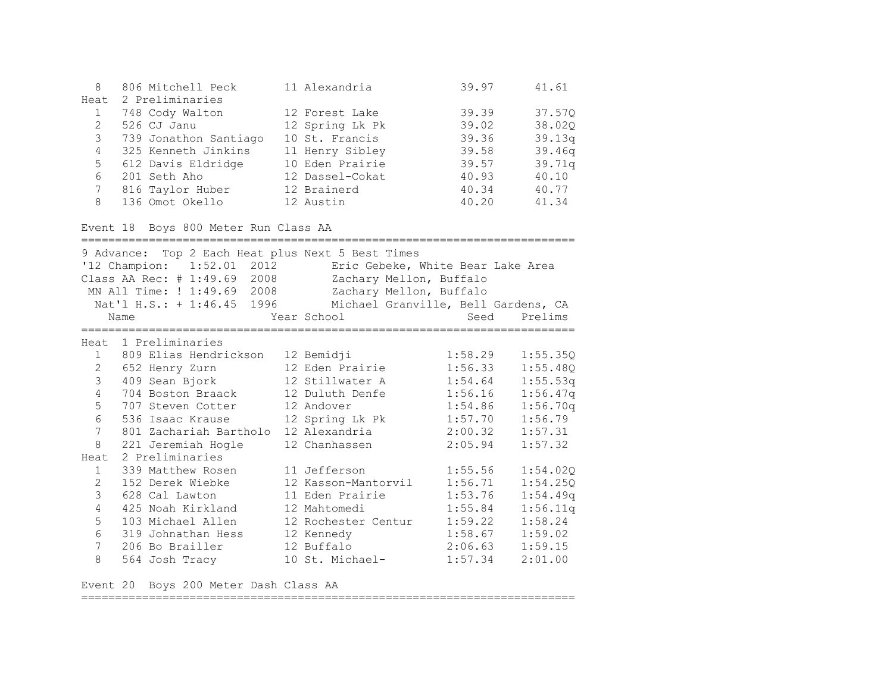| | Name | Year | School | Seed | Prelims |
|---|---|---|---|---|---|
| 8 | 806 Mitchell Peck | 11 | Alexandria | 39.97 | 41.61 |
| **Heat 2 Preliminaries** | | | | | |
| 1 | 748 Cody Walton | 12 | Forest Lake | 39.39 | 37.57Q |
| 2 | 526 CJ Janu | 12 | Spring Lk Pk | 39.02 | 38.02Q |
| 3 | 739 Jonathon Santiago | 10 | St. Francis | 39.36 | 39.13q |
| 4 | 325 Kenneth Jinkins | 11 | Henry Sibley | 39.58 | 39.46q |
| 5 | 612 Davis Eldridge | 10 | Eden Prairie | 39.57 | 39.71q |
| 6 | 201 Seth Aho | 12 | Dassel-Cokat | 40.93 | 40.10 |
| 7 | 816 Taylor Huber | 12 | Brainerd | 40.34 | 40.77 |
| 8 | 136 Omot Okello | 12 | Austin | 40.20 | 41.34 |

## Event 18 Boys 800 Meter Run Class AA

9 Advance: Top 2 Each Heat plus Next 5 Best Times

'12 Champion: 1:52.01 2012 Eric Gebeke, White Bear Lake Area
Class AA Rec: # 1:49.69 2008 Zachary Mellon, Buffalo
MN All Time: ! 1:49.69 2008 Zachary Mellon, Buffalo
Nat'l H.S.: + 1:46.45 1996 Michael Granville, Bell Gardens, CA

| | Name | Year | School | Seed | Prelims |
|---|---|---|---|---|---|
| **Heat 1 Preliminaries** | | | | | |
| 1 | 809 Elias Hendrickson | 12 | Bemidji | 1:58.29 | 1:55.35Q |
| 2 | 652 Henry Zurn | 12 | Eden Prairie | 1:56.33 | 1:55.48Q |
| 3 | 409 Sean Bjork | 12 | Stillwater A | 1:54.64 | 1:55.53q |
| 4 | 704 Boston Braack | 12 | Duluth Denfe | 1:56.16 | 1:56.47q |
| 5 | 707 Steven Cotter | 12 | Andover | 1:54.86 | 1:56.70q |
| 6 | 536 Isaac Krause | 12 | Spring Lk Pk | 1:57.70 | 1:56.79 |
| 7 | 801 Zachariah Bartholo | 12 | Alexandria | 2:00.32 | 1:57.31 |
| 8 | 221 Jeremiah Hogle | 12 | Chanhassen | 2:05.94 | 1:57.32 |
| **Heat 2 Preliminaries** | | | | | |
| 1 | 339 Matthew Rosen | 11 | Jefferson | 1:55.56 | 1:54.02Q |
| 2 | 152 Derek Wiebke | 12 | Kasson-Mantorvil | 1:56.71 | 1:54.25Q |
| 3 | 628 Cal Lawton | 11 | Eden Prairie | 1:53.76 | 1:54.49q |
| 4 | 425 Noah Kirkland | 12 | Mahtomedi | 1:55.84 | 1:56.11q |
| 5 | 103 Michael Allen | 12 | Rochester Centur | 1:59.22 | 1:58.24 |
| 6 | 319 Johnathan Hess | 12 | Kennedy | 1:58.67 | 1:59.02 |
| 7 | 206 Bo Brailler | 12 | Buffalo | 2:06.63 | 1:59.15 |
| 8 | 564 Josh Tracy | 10 | St. Michael- | 1:57.34 | 2:01.00 |

## Event 20 Boys 200 Meter Dash Class AA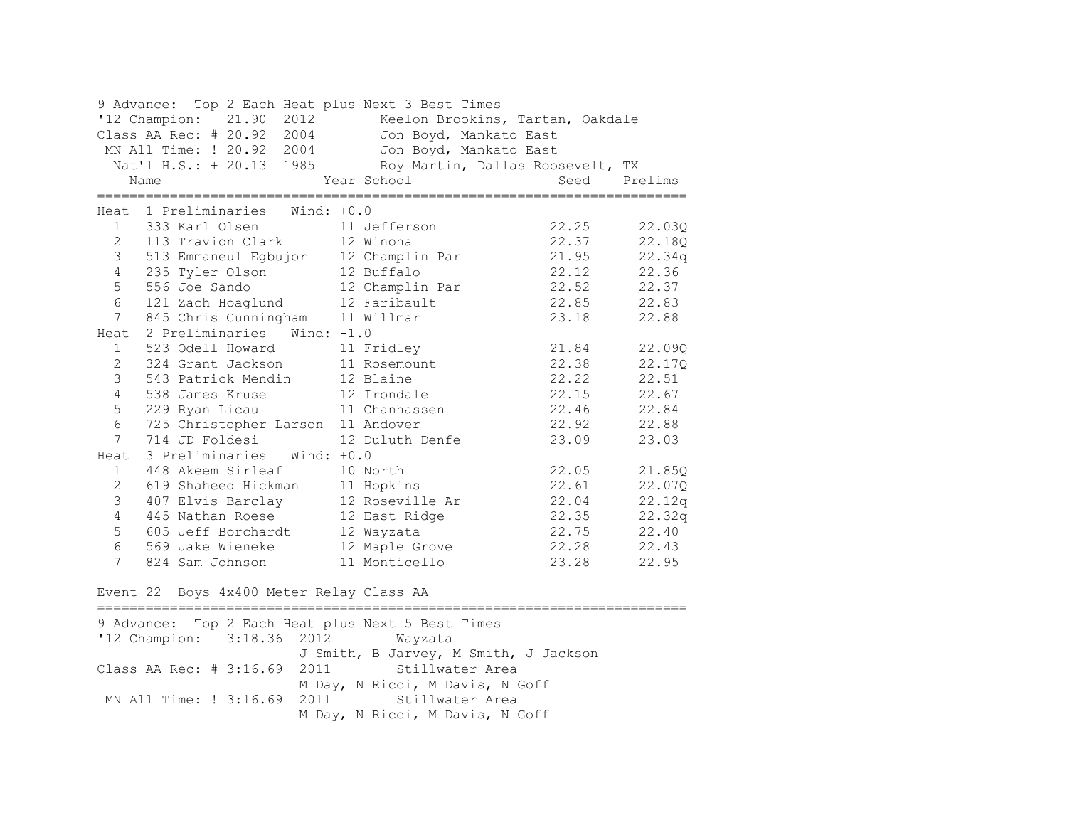9 Advance: Top 2 Each Heat plus Next 3 Best Times

'12 Champion: 21.90 2012 Keelon Brookins, Tartan, Oakdale

Class AA Rec: # 20.92 2004 Jon Boyd, Mankato East

MN All Time: ! 20.92 2004 Jon Boyd, Mankato East

Nat'l H.S.: + 20.13 1985 Roy Martin, Dallas Roosevelt, TX

| | Name | Year | School | Seed | Prelims |
|---|---|---|---|---|---|
| **Heat 1 Preliminaries Wind: +0.0** | | | | | |
| 1 | 333 Karl Olsen | 11 | Jefferson | 22.25 | 22.03Q |
| 2 | 113 Travion Clark | 12 | Winona | 22.37 | 22.18Q |
| 3 | 513 Emmaneul Egbujor | 12 | Champlin Par | 21.95 | 22.34q |
| 4 | 235 Tyler Olson | 12 | Buffalo | 22.12 | 22.36 |
| 5 | 556 Joe Sando | 12 | Champlin Par | 22.52 | 22.37 |
| 6 | 121 Zach Hoaglund | 12 | Faribault | 22.85 | 22.83 |
| 7 | 845 Chris Cunningham | 11 | Willmar | 23.18 | 22.88 |
| **Heat 2 Preliminaries Wind: -1.0** | | | | | |
| 1 | 523 Odell Howard | 11 | Fridley | 21.84 | 22.09Q |
| 2 | 324 Grant Jackson | 11 | Rosemount | 22.38 | 22.17Q |
| 3 | 543 Patrick Mendin | 12 | Blaine | 22.22 | 22.51 |
| 4 | 538 James Kruse | 12 | Irondale | 22.15 | 22.67 |
| 5 | 229 Ryan Licau | 11 | Chanhassen | 22.46 | 22.84 |
| 6 | 725 Christopher Larson | 11 | Andover | 22.92 | 22.88 |
| 7 | 714 JD Foldesi | 12 | Duluth Denfe | 23.09 | 23.03 |
| **Heat 3 Preliminaries Wind: +0.0** | | | | | |
| 1 | 448 Akeem Sirleaf | 10 | North | 22.05 | 21.85Q |
| 2 | 619 Shaheed Hickman | 11 | Hopkins | 22.61 | 22.07Q |
| 3 | 407 Elvis Barclay | 12 | Roseville Ar | 22.04 | 22.12q |
| 4 | 445 Nathan Roese | 12 | East Ridge | 22.35 | 22.32q |
| 5 | 605 Jeff Borchardt | 12 | Wayzata | 22.75 | 22.40 |
| 6 | 569 Jake Wieneke | 12 | Maple Grove | 22.28 | 22.43 |
| 7 | 824 Sam Johnson | 11 | Monticello | 23.28 | 22.95 |

## Event 22 Boys 4x400 Meter Relay Class AA

9 Advance: Top 2 Each Heat plus Next 5 Best Times

'12 Champion: 3:18.36 2012 Wayzata
J Smith, B Jarvey, M Smith, J Jackson

Class AA Rec: # 3:16.69 2011 Stillwater Area
M Day, N Ricci, M Davis, N Goff

MN All Time: ! 3:16.69 2011 Stillwater Area
M Day, N Ricci, M Davis, N Goff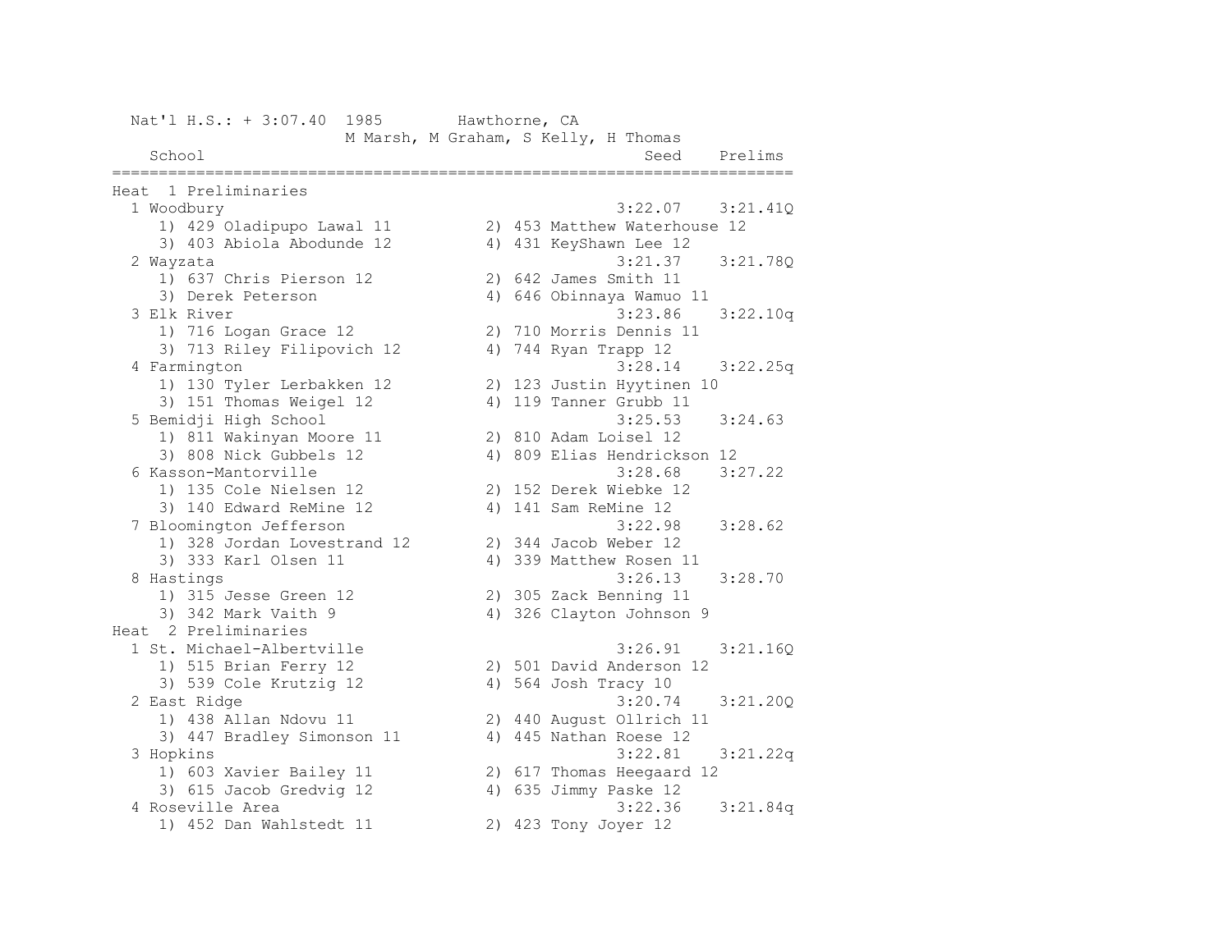Nat'l H.S.: + 3:07.40  1985        Hawthorne, CA
M Marsh, M Graham, S Kelly, H Thomas

| School | | Seed | Prelims |
|---|---|---|---|
| **Heat 1 Preliminaries** | | | |
| 1 Woodbury | | 3:22.07 | 3:21.41Q |
| 1) 429 Oladipupo Lawal 11 | 2) 453 Matthew Waterhouse 12 | | |
| 3) 403 Abiola Abodunde 12 | 4) 431 KeyShawn Lee 12 | | |
| 2 Wayzata | | 3:21.37 | 3:21.78Q |
| 1) 637 Chris Pierson 12 | 2) 642 James Smith 11 | | |
| 3) Derek Peterson | 4) 646 Obinnaya Wamuo 11 | | |
| 3 Elk River | | 3:23.86 | 3:22.10q |
| 1) 716 Logan Grace 12 | 2) 710 Morris Dennis 11 | | |
| 3) 713 Riley Filipovich 12 | 4) 744 Ryan Trapp 12 | | |
| 4 Farmington | | 3:28.14 | 3:22.25q |
| 1) 130 Tyler Lerbakken 12 | 2) 123 Justin Hyytinen 10 | | |
| 3) 151 Thomas Weigel 12 | 4) 119 Tanner Grubb 11 | | |
| 5 Bemidji High School | | 3:25.53 | 3:24.63 |
| 1) 811 Wakinyan Moore 11 | 2) 810 Adam Loisel 12 | | |
| 3) 808 Nick Gubbels 12 | 4) 809 Elias Hendrickson 12 | | |
| 6 Kasson-Mantorville | | 3:28.68 | 3:27.22 |
| 1) 135 Cole Nielsen 12 | 2) 152 Derek Wiebke 12 | | |
| 3) 140 Edward ReMine 12 | 4) 141 Sam ReMine 12 | | |
| 7 Bloomington Jefferson | | 3:22.98 | 3:28.62 |
| 1) 328 Jordan Lovestrand 12 | 2) 344 Jacob Weber 12 | | |
| 3) 333 Karl Olsen 11 | 4) 339 Matthew Rosen 11 | | |
| 8 Hastings | | 3:26.13 | 3:28.70 |
| 1) 315 Jesse Green 12 | 2) 305 Zack Benning 11 | | |
| 3) 342 Mark Vaith 9 | 4) 326 Clayton Johnson 9 | | |
| **Heat 2 Preliminaries** | | | |
| 1 St. Michael-Albertville | | 3:26.91 | 3:21.16Q |
| 1) 515 Brian Ferry 12 | 2) 501 David Anderson 12 | | |
| 3) 539 Cole Krutzig 12 | 4) 564 Josh Tracy 10 | | |
| 2 East Ridge | | 3:20.74 | 3:21.20Q |
| 1) 438 Allan Ndovu 11 | 2) 440 August Ollrich 11 | | |
| 3) 447 Bradley Simonson 11 | 4) 445 Nathan Roese 12 | | |
| 3 Hopkins | | 3:22.81 | 3:21.22q |
| 1) 603 Xavier Bailey 11 | 2) 617 Thomas Heegaard 12 | | |
| 3) 615 Jacob Gredvig 12 | 4) 635 Jimmy Paske 12 | | |
| 4 Roseville Area | | 3:22.36 | 3:21.84q |
| 1) 452 Dan Wahlstedt 11 | 2) 423 Tony Joyer 12 | | |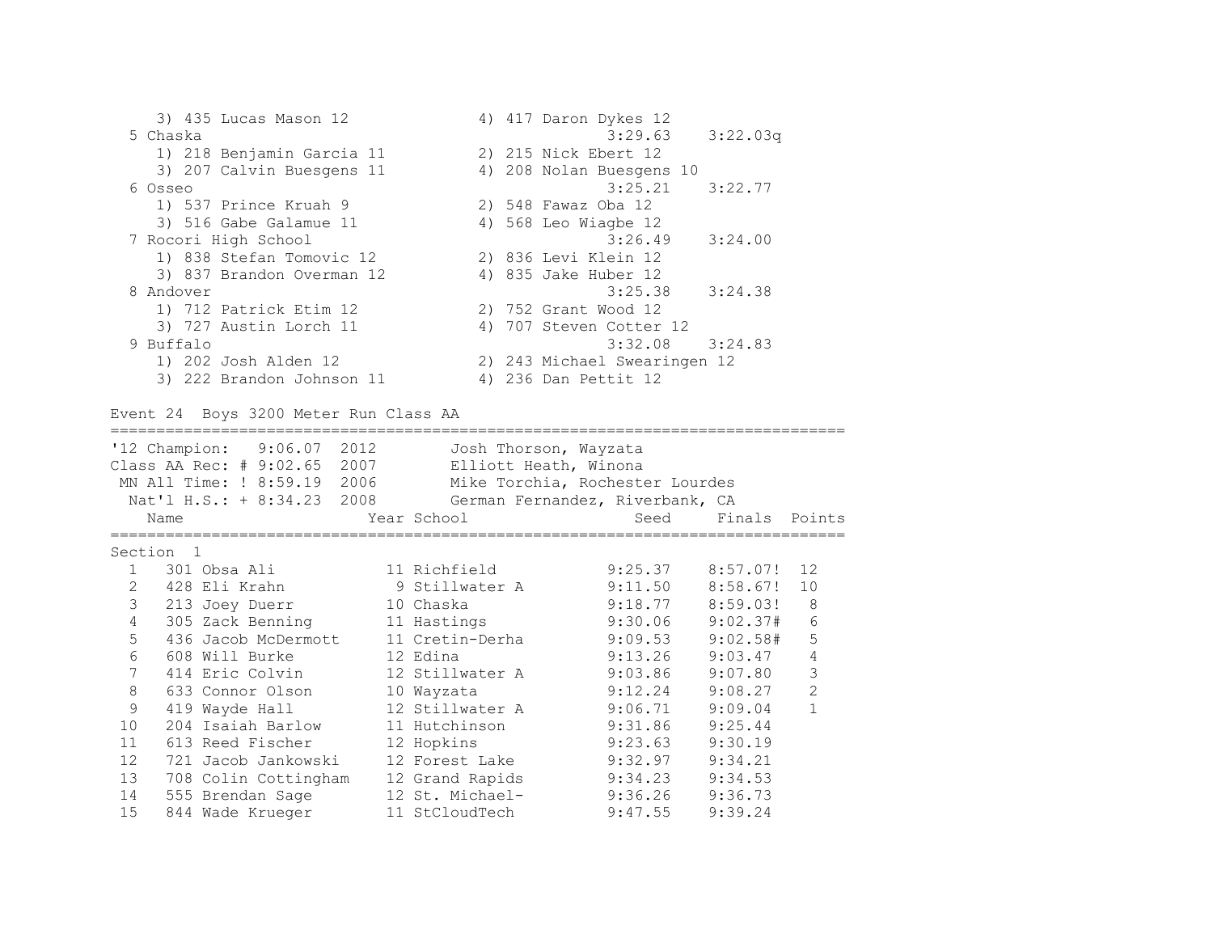3) 435 Lucas Mason 12 | 4) 417 Daron Dykes 12

| Place | School | Seed | Finals |
|---|---|---|---|
| 5 | Chaska | 3:29.63 | 3:22.03q |

1) 218 Benjamin Garcia 11 | 2) 215 Nick Ebert 12
3) 207 Calvin Buesgens 11 | 4) 208 Nolan Buesgens 10

| Place | School | Seed | Finals |
|---|---|---|---|
| 6 | Osseo | 3:25.21 | 3:22.77 |

1) 537 Prince Kruah 9 | 2) 548 Fawaz Oba 12
3) 516 Gabe Galamue 11 | 4) 568 Leo Wiagbe 12

| Place | School | Seed | Finals |
|---|---|---|---|
| 7 | Rocori High School | 3:26.49 | 3:24.00 |

1) 838 Stefan Tomovic 12 | 2) 836 Levi Klein 12
3) 837 Brandon Overman 12 | 4) 835 Jake Huber 12

| Place | School | Seed | Finals |
|---|---|---|---|
| 8 | Andover | 3:25.38 | 3:24.38 |

1) 712 Patrick Etim 12 | 2) 752 Grant Wood 12
3) 727 Austin Lorch 11 | 4) 707 Steven Cotter 12

| Place | School | Seed | Finals |
|---|---|---|---|
| 9 | Buffalo | 3:32.08 | 3:24.83 |

1) 202 Josh Alden 12 | 2) 243 Michael Swearingen 12
3) 222 Brandon Johnson 11 | 4) 236 Dan Pettit 12

## Event 24 Boys 3200 Meter Run Class AA

'12 Champion: 9:06.07 2012 Josh Thorson, Wayzata
Class AA Rec: # 9:02.65 2007 Elliott Heath, Winona
MN All Time: ! 8:59.19 2006 Mike Torchia, Rochester Lourdes
Nat'l H.S.: + 8:34.23 2008 German Fernandez, Riverbank, CA

Section 1

| Place | Name | Year | School | Seed | Finals | Points |
|---|---|---|---|---|---|---|
| 1 | 301 Obsa Ali | 11 | Richfield | 9:25.37 | 8:57.07! | 12 |
| 2 | 428 Eli Krahn | 9 | Stillwater A | 9:11.50 | 8:58.67! | 10 |
| 3 | 213 Joey Duerr | 10 | Chaska | 9:18.77 | 8:59.03! | 8 |
| 4 | 305 Zack Benning | 11 | Hastings | 9:30.06 | 9:02.37# | 6 |
| 5 | 436 Jacob McDermott | 11 | Cretin-Derha | 9:09.53 | 9:02.58# | 5 |
| 6 | 608 Will Burke | 12 | Edina | 9:13.26 | 9:03.47 | 4 |
| 7 | 414 Eric Colvin | 12 | Stillwater A | 9:03.86 | 9:07.80 | 3 |
| 8 | 633 Connor Olson | 10 | Wayzata | 9:12.24 | 9:08.27 | 2 |
| 9 | 419 Wayde Hall | 12 | Stillwater A | 9:06.71 | 9:09.04 | 1 |
| 10 | 204 Isaiah Barlow | 11 | Hutchinson | 9:31.86 | 9:25.44 | |
| 11 | 613 Reed Fischer | 12 | Hopkins | 9:23.63 | 9:30.19 | |
| 12 | 721 Jacob Jankowski | 12 | Forest Lake | 9:32.97 | 9:34.21 | |
| 13 | 708 Colin Cottingham | 12 | Grand Rapids | 9:34.23 | 9:34.53 | |
| 14 | 555 Brendan Sage | 12 | St. Michael- | 9:36.26 | 9:36.73 | |
| 15 | 844 Wade Krueger | 11 | StCloudTech | 9:47.55 | 9:39.24 | |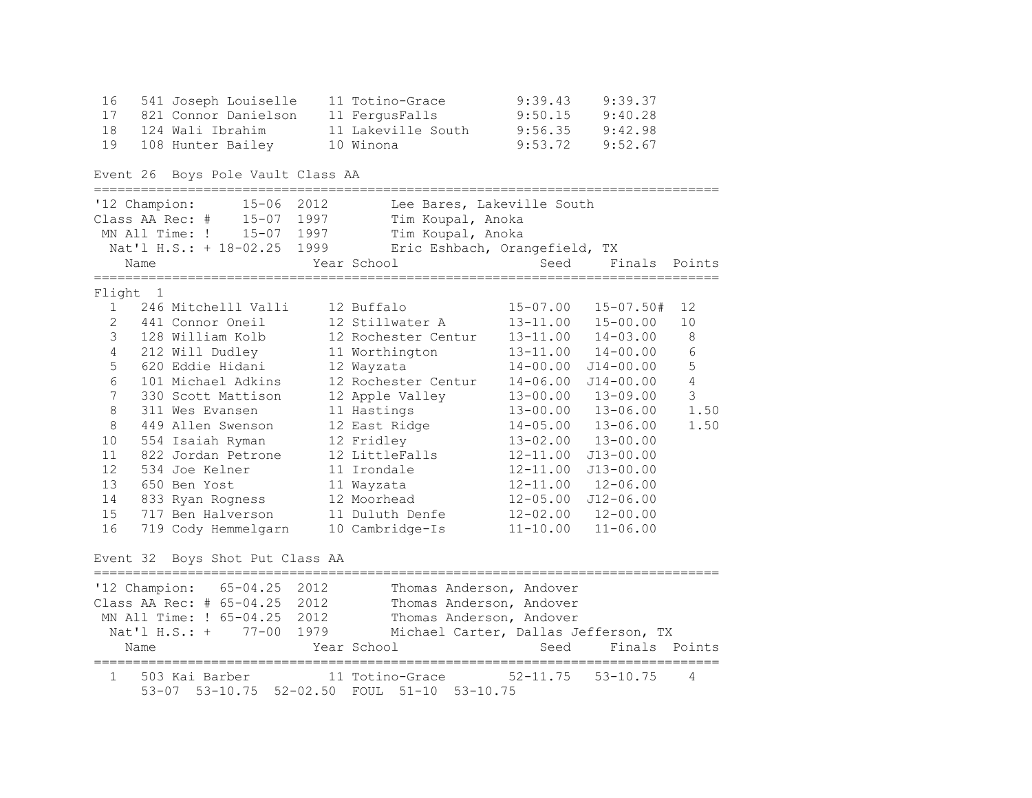| Place | # | Name | Year | School | Seed | Finals |
|---|---|---|---|---|---|---|
| 16 | 541 | Joseph Louiselle | 11 | Totino-Grace | 9:39.43 | 9:39.37 |
| 17 | 821 | Connor Danielson | 11 | FergusFalls | 9:50.15 | 9:40.28 |
| 18 | 124 | Wali Ibrahim | 11 | Lakeville South | 9:56.35 | 9:42.98 |
| 19 | 108 | Hunter Bailey | 10 | Winona | 9:53.72 | 9:52.67 |

## Event 26 Boys Pole Vault Class AA

| | Mark | Year | Name |
|---|---|---|---|
| '12 Champion: | 15-06 | 2012 | Lee Bares, Lakeville South |
| Class AA Rec: # | 15-07 | 1997 | Tim Koupal, Anoka |
| MN All Time: ! | 15-07 | 1997 | Tim Koupal, Anoka |
| Nat'l H.S.: + | 18-02.25 | 1999 | Eric Eshbach, Orangefield, TX |

Flight 1

| Place | # | Name | Year | School | Seed | Finals | Points |
|---|---|---|---|---|---|---|---|
| 1 | 246 | Mitchelll Valli | 12 | Buffalo | 15-07.00 | 15-07.50# | 12 |
| 2 | 441 | Connor Oneil | 12 | Stillwater A | 13-11.00 | 15-00.00 | 10 |
| 3 | 128 | William Kolb | 12 | Rochester Centur | 13-11.00 | 14-03.00 | 8 |
| 4 | 212 | Will Dudley | 11 | Worthington | 13-11.00 | 14-00.00 | 6 |
| 5 | 620 | Eddie Hidani | 12 | Wayzata | 14-00.00 | J14-00.00 | 5 |
| 6 | 101 | Michael Adkins | 12 | Rochester Centur | 14-06.00 | J14-00.00 | 4 |
| 7 | 330 | Scott Mattison | 12 | Apple Valley | 13-00.00 | 13-09.00 | 3 |
| 8 | 311 | Wes Evansen | 11 | Hastings | 13-00.00 | 13-06.00 | 1.50 |
| 8 | 449 | Allen Swenson | 12 | East Ridge | 14-05.00 | 13-06.00 | 1.50 |
| 10 | 554 | Isaiah Ryman | 12 | Fridley | 13-02.00 | 13-00.00 | |
| 11 | 822 | Jordan Petrone | 12 | LittleFalls | 12-11.00 | J13-00.00 | |
| 12 | 534 | Joe Kelner | 11 | Irondale | 12-11.00 | J13-00.00 | |
| 13 | 650 | Ben Yost | 11 | Wayzata | 12-11.00 | 12-06.00 | |
| 14 | 833 | Ryan Rogness | 12 | Moorhead | 12-05.00 | J12-06.00 | |
| 15 | 717 | Ben Halverson | 11 | Duluth Denfe | 12-02.00 | 12-00.00 | |
| 16 | 719 | Cody Hemmelgarn | 10 | Cambridge-Is | 11-10.00 | 11-06.00 | |

## Event 32 Boys Shot Put Class AA

| | Mark | Year | Name |
|---|---|---|---|
| '12 Champion: | 65-04.25 | 2012 | Thomas Anderson, Andover |
| Class AA Rec: # | 65-04.25 | 2012 | Thomas Anderson, Andover |
| MN All Time: ! | 65-04.25 | 2012 | Thomas Anderson, Andover |
| Nat'l H.S.: + | 77-00 | 1979 | Michael Carter, Dallas Jefferson, TX |

| Place | # | Name | Year | School | Seed | Finals | Points |
|---|---|---|---|---|---|---|---|
| 1 | 503 | Kai Barber | 11 | Totino-Grace | 52-11.75 | 53-10.75 | 4 |

53-07 53-10.75 52-02.50 FOUL 51-10 53-10.75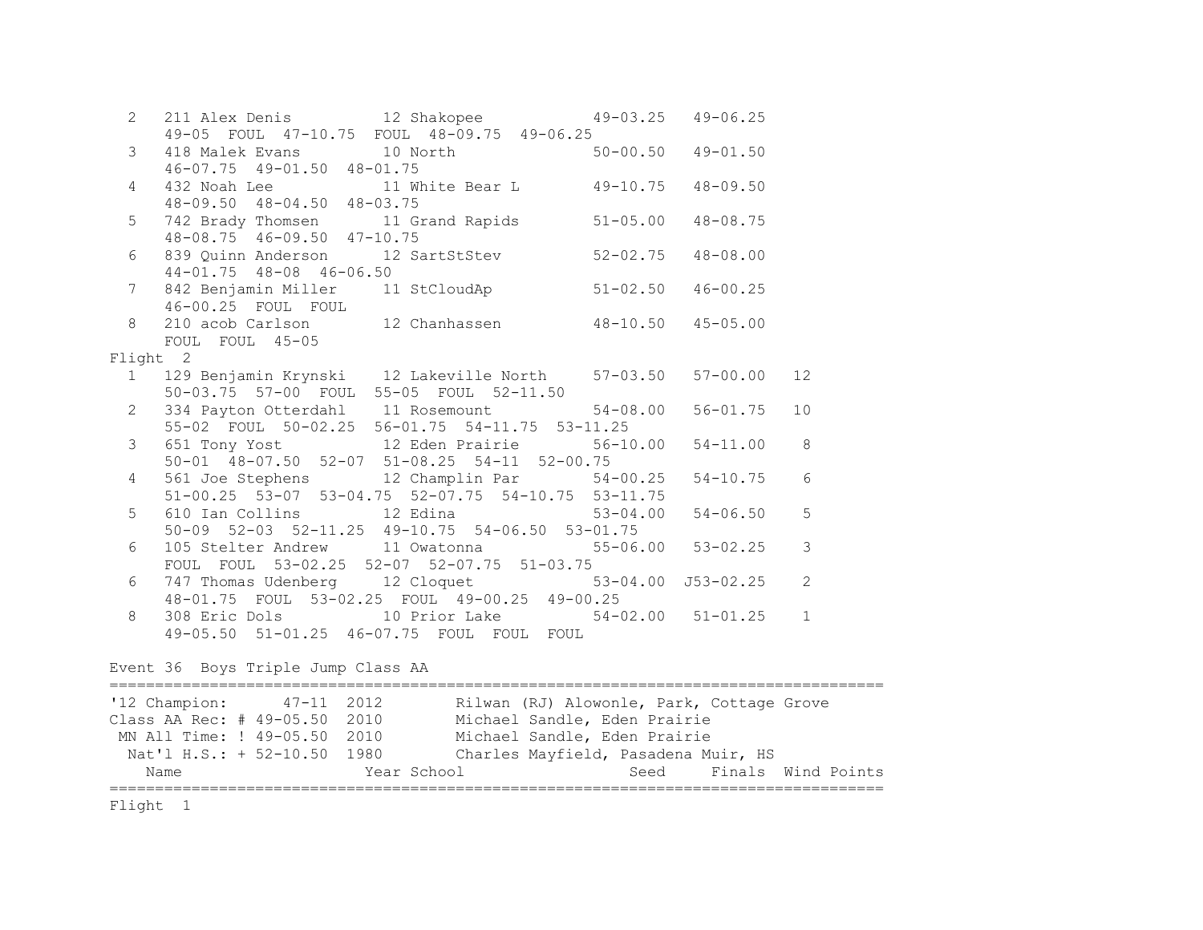| Place | Name | Year | School | Seed | Finals | Points |
|---|---|---|---|---|---|---|
| 2 | 211 Alex Denis | 12 | Shakopee | 49-03.25 | 49-06.25 | |
| | 49-05 FOUL 47-10.75 FOUL 48-09.75 49-06.25 | | | | | |
| 3 | 418 Malek Evans | 10 | North | 50-00.50 | 49-01.50 | |
| | 46-07.75 49-01.50 48-01.75 | | | | | |
| 4 | 432 Noah Lee | 11 | White Bear L | 49-10.75 | 48-09.50 | |
| | 48-09.50 48-04.50 48-03.75 | | | | | |
| 5 | 742 Brady Thomsen | 11 | Grand Rapids | 51-05.00 | 48-08.75 | |
| | 48-08.75 46-09.50 47-10.75 | | | | | |
| 6 | 839 Quinn Anderson | 12 | SartStStev | 52-02.75 | 48-08.00 | |
| | 44-01.75 48-08 46-06.50 | | | | | |
| 7 | 842 Benjamin Miller | 11 | StCloudAp | 51-02.50 | 46-00.25 | |
| | 46-00.25 FOUL FOUL | | | | | |
| 8 | 210 acob Carlson | 12 | Chanhassen | 48-10.50 | 45-05.00 | |
| | FOUL FOUL 45-05 | | | | | |

Flight 2

| Place | Name | Year | School | Seed | Finals | Points |
|---|---|---|---|---|---|---|
| 1 | 129 Benjamin Krynski | 12 | Lakeville North | 57-03.50 | 57-00.00 | 12 |
| | 50-03.75 57-00 FOUL 55-05 FOUL 52-11.50 | | | | | |
| 2 | 334 Payton Otterdahl | 11 | Rosemount | 54-08.00 | 56-01.75 | 10 |
| | 55-02 FOUL 50-02.25 56-01.75 54-11.75 53-11.25 | | | | | |
| 3 | 651 Tony Yost | 12 | Eden Prairie | 56-10.00 | 54-11.00 | 8 |
| | 50-01 48-07.50 52-07 51-08.25 54-11 52-00.75 | | | | | |
| 4 | 561 Joe Stephens | 12 | Champlin Par | 54-00.25 | 54-10.75 | 6 |
| | 51-00.25 53-07 53-04.75 52-07.75 54-10.75 53-11.75 | | | | | |
| 5 | 610 Ian Collins | 12 | Edina | 53-04.00 | 54-06.50 | 5 |
| | 50-09 52-03 52-11.25 49-10.75 54-06.50 53-01.75 | | | | | |
| 6 | 105 Stelter Andrew | 11 | Owatonna | 55-06.00 | 53-02.25 | 3 |
| | FOUL FOUL 53-02.25 52-07 52-07.75 51-03.75 | | | | | |
| 6 | 747 Thomas Udenberg | 12 | Cloquet | 53-04.00 | J53-02.25 | 2 |
| | 48-01.75 FOUL 53-02.25 FOUL 49-00.25 49-00.25 | | | | | |
| 8 | 308 Eric Dols | 10 | Prior Lake | 54-02.00 | 51-01.25 | 1 |
| | 49-05.50 51-01.25 46-07.75 FOUL FOUL FOUL | | | | | |

## Event 36 Boys Triple Jump Class AA

```
'12 Champion:      47-11  2012       Rilwan (RJ) Alowonle, Park, Cottage Grove
Class AA Rec: # 49-05.50  2010       Michael Sandle, Eden Prairie
 MN All Time: ! 49-05.50  2010       Michael Sandle, Eden Prairie
  Nat'l H.S.: + 52-10.50  1980       Charles Mayfield, Pasadena Muir, HS
```

| Name | Year | School | Seed | Finals | Wind | Points |
|---|---|---|---|---|---|---|

Flight 1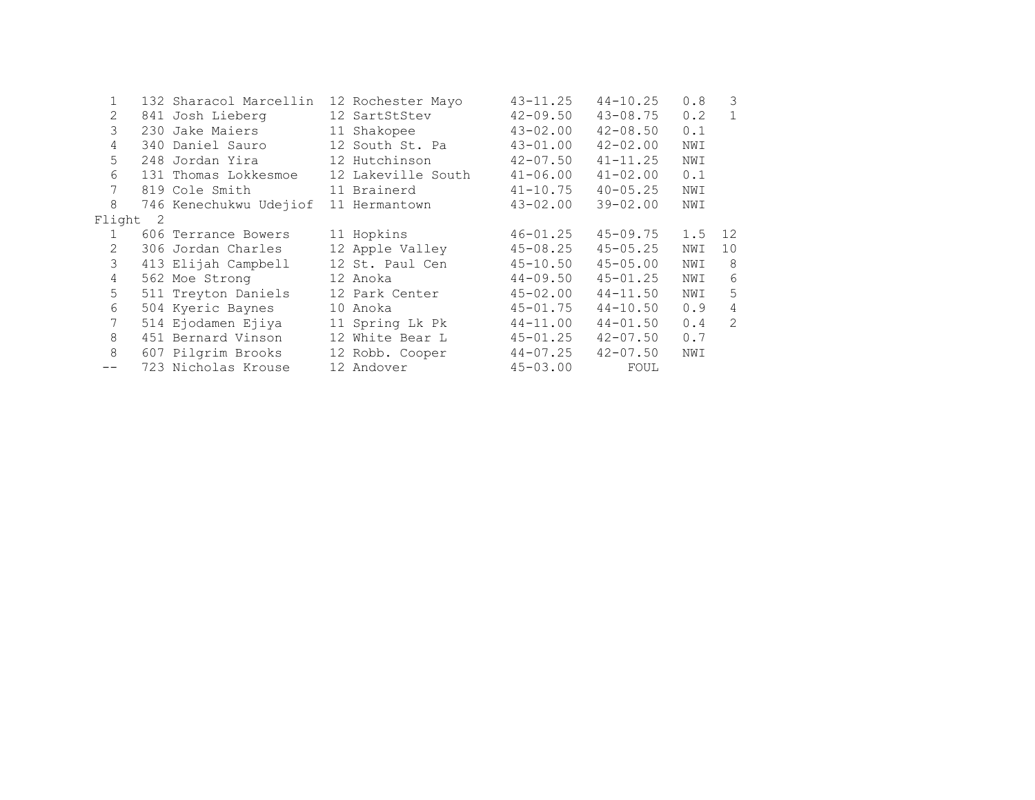| | | | | | | | | |
|---|---|---|---|---|---|---|---|---|
| 1 | 132 | Sharacol Marcellin | 12 | Rochester Mayo | 43-11.25 | 44-10.25 | 0.8 | 3 |
| 2 | 841 | Josh Lieberg | 12 | SartStStev | 42-09.50 | 43-08.75 | 0.2 | 1 |
| 3 | 230 | Jake Maiers | 11 | Shakopee | 43-02.00 | 42-08.50 | 0.1 | |
| 4 | 340 | Daniel Sauro | 12 | South St. Pa | 43-01.00 | 42-02.00 | NWI | |
| 5 | 248 | Jordan Yira | 12 | Hutchinson | 42-07.50 | 41-11.25 | NWI | |
| 6 | 131 | Thomas Lokkesmoe | 12 | Lakeville South | 41-06.00 | 41-02.00 | 0.1 | |
| 7 | 819 | Cole Smith | 11 | Brainerd | 41-10.75 | 40-05.25 | NWI | |
| 8 | 746 | Kenechukwu Udejiof | 11 | Hermantown | 43-02.00 | 39-02.00 | NWI | |
| Flight 2 | | | | | | | | |
| 1 | 606 | Terrance Bowers | 11 | Hopkins | 46-01.25 | 45-09.75 | 1.5 | 12 |
| 2 | 306 | Jordan Charles | 12 | Apple Valley | 45-08.25 | 45-05.25 | NWI | 10 |
| 3 | 413 | Elijah Campbell | 12 | St. Paul Cen | 45-10.50 | 45-05.00 | NWI | 8 |
| 4 | 562 | Moe Strong | 12 | Anoka | 44-09.50 | 45-01.25 | NWI | 6 |
| 5 | 511 | Treyton Daniels | 12 | Park Center | 45-02.00 | 44-11.50 | NWI | 5 |
| 6 | 504 | Kyeric Baynes | 10 | Anoka | 45-01.75 | 44-10.50 | 0.9 | 4 |
| 7 | 514 | Ejodamen Ejiya | 11 | Spring Lk Pk | 44-11.00 | 44-01.50 | 0.4 | 2 |
| 8 | 451 | Bernard Vinson | 12 | White Bear L | 45-01.25 | 42-07.50 | 0.7 | |
| 8 | 607 | Pilgrim Brooks | 12 | Robb. Cooper | 44-07.25 | 42-07.50 | NWI | |
| -- | 723 | Nicholas Krouse | 12 | Andover | 45-03.00 | FOUL | | |